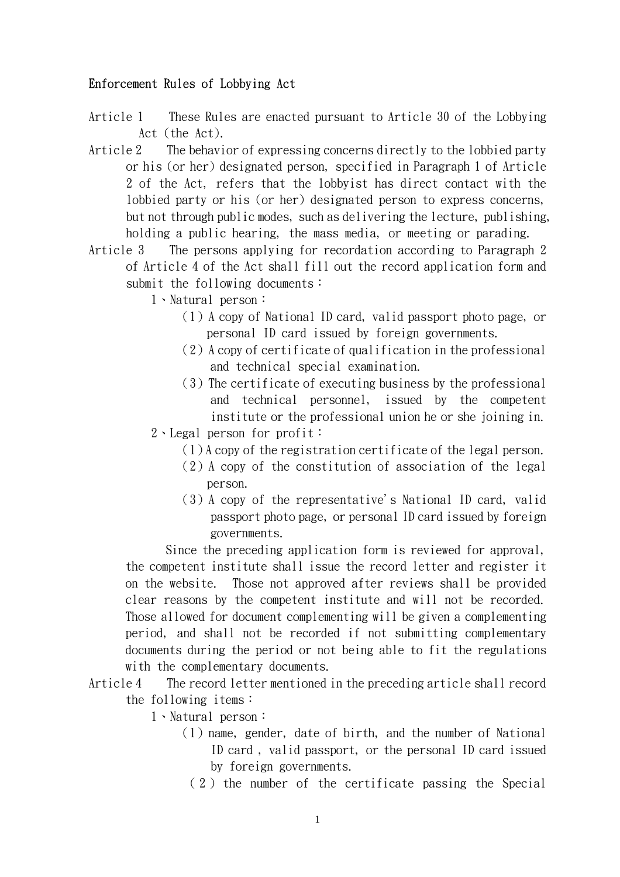# Enforcement Rules of Lobbying Act

Article 1　These Rules are enacted pursuant to Article 30 of the Lobbying Act (the Act).

Article 2　The behavior of expressing concerns directly to the lobbied party or his (or her) designated person, specified in Paragraph 1 of Article 2 of the Act, refers that the lobbyist has direct contact with the lobbied party or his (or her) designated person to express concerns, but not through public modes, such as delivering the lecture, publishing, holding a public hearing, the mass media, or meeting or parading.

Article 3　The persons applying for recordation according to Paragraph 2 of Article 4 of the Act shall fill out the record application form and submit the following documents：

1、Natural person：
   （1）A copy of National ID card, valid passport photo page, or personal ID card issued by foreign governments.
   （2）A copy of certificate of qualification in the professional and technical special examination.
   （3）The certificate of executing business by the professional and technical personnel, issued by the competent institute or the professional union he or she joining in.

2、Legal person for profit：
   （1）A copy of the registration certificate of the legal person.
   （2）A copy of the constitution of association of the legal person.
   （3）A copy of the representative's National ID card, valid passport photo page, or personal ID card issued by foreign governments.

Since the preceding application form is reviewed for approval, the competent institute shall issue the record letter and register it on the website. Those not approved after reviews shall be provided clear reasons by the competent institute and will not be recorded. Those allowed for document complementing will be given a complementing period, and shall not be recorded if not submitting complementary documents during the period or not being able to fit the regulations with the complementary documents.

Article 4　The record letter mentioned in the preceding article shall record the following items：

1、Natural person：
   （1）name, gender, date of birth, and the number of National ID card , valid passport, or the personal ID card issued by foreign governments.
   （2）the number of the certificate passing the Special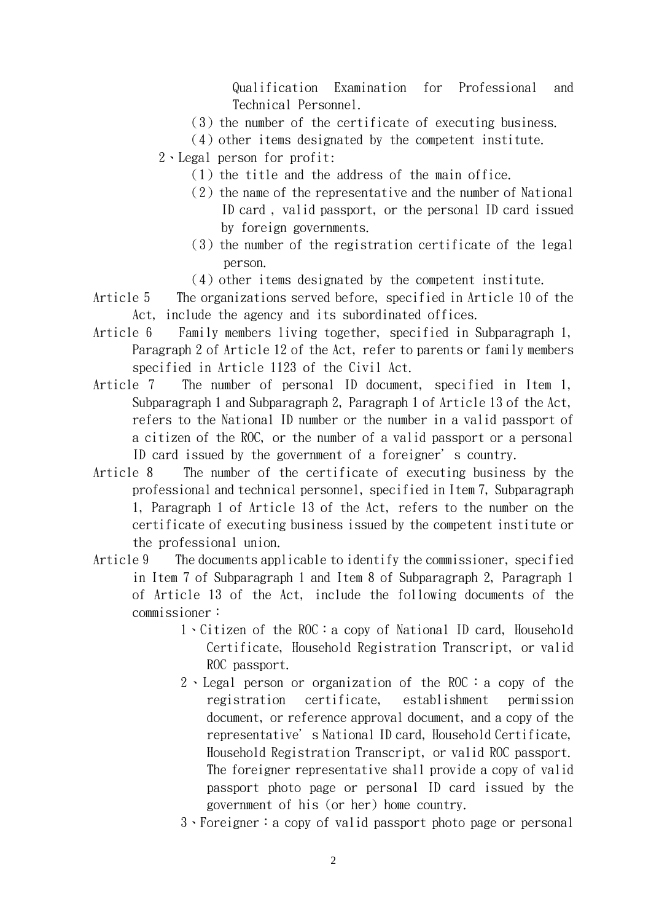Qualification Examination for Professional and Technical Personnel.

(3) the number of the certificate of executing business.

(4) other items designated by the competent institute.

2、Legal person for profit:

(1) the title and the address of the main office.

(2) the name of the representative and the number of National ID card , valid passport, or the personal ID card issued by foreign governments.

(3) the number of the registration certificate of the legal person.

(4) other items designated by the competent institute.

Article 5 The organizations served before, specified in Article 10 of the Act, include the agency and its subordinated offices.

Article 6 Family members living together, specified in Subparagraph 1, Paragraph 2 of Article 12 of the Act, refer to parents or family members specified in Article 1123 of the Civil Act.

Article 7 The number of personal ID document, specified in Item 1, Subparagraph 1 and Subparagraph 2, Paragraph 1 of Article 13 of the Act, refers to the National ID number or the number in a valid passport of a citizen of the ROC, or the number of a valid passport or a personal ID card issued by the government of a foreigner' s country.

Article 8 The number of the certificate of executing business by the professional and technical personnel, specified in Item 7, Subparagraph 1, Paragraph 1 of Article 13 of the Act, refers to the number on the certificate of executing business issued by the competent institute or the professional union.

Article 9 The documents applicable to identify the commissioner, specified in Item 7 of Subparagraph 1 and Item 8 of Subparagraph 2, Paragraph 1 of Article 13 of the Act, include the following documents of the commissioner：

1、Citizen of the ROC：a copy of National ID card, Household Certificate, Household Registration Transcript, or valid ROC passport.

2、Legal person or organization of the ROC：a copy of the registration certificate, establishment permission document, or reference approval document, and a copy of the representative' s National ID card, Household Certificate, Household Registration Transcript, or valid ROC passport. The foreigner representative shall provide a copy of valid passport photo page or personal ID card issued by the government of his (or her) home country.

3、Foreigner：a copy of valid passport photo page or personal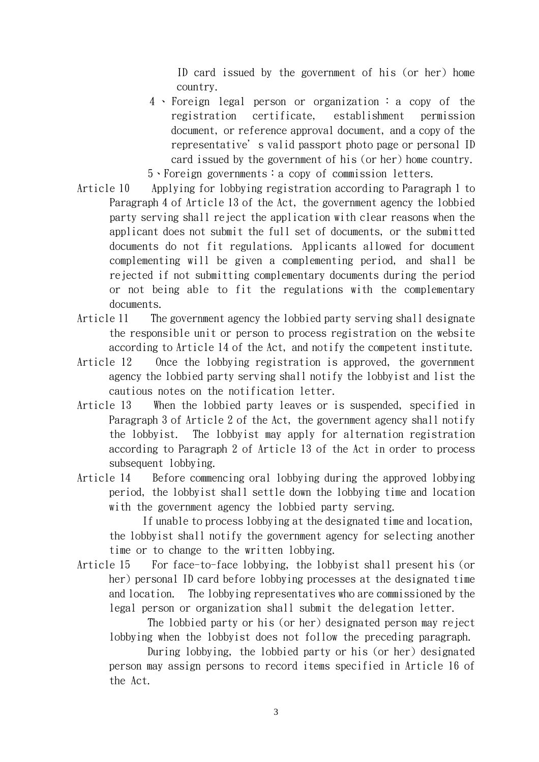ID card issued by the government of his (or her) home country.

4、Foreign legal person or organization：a copy of the registration certificate, establishment permission document, or reference approval document, and a copy of the representative's valid passport photo page or personal ID card issued by the government of his (or her) home country.

5、Foreign governments：a copy of commission letters.

Article 10 Applying for lobbying registration according to Paragraph 1 to Paragraph 4 of Article 13 of the Act, the government agency the lobbied party serving shall reject the application with clear reasons when the applicant does not submit the full set of documents, or the submitted documents do not fit regulations. Applicants allowed for document complementing will be given a complementing period, and shall be rejected if not submitting complementary documents during the period or not being able to fit the regulations with the complementary documents.

Article 11 The government agency the lobbied party serving shall designate the responsible unit or person to process registration on the website according to Article 14 of the Act, and notify the competent institute.

Article 12 Once the lobbying registration is approved, the government agency the lobbied party serving shall notify the lobbyist and list the cautious notes on the notification letter.

Article 13 When the lobbied party leaves or is suspended, specified in Paragraph 3 of Article 2 of the Act, the government agency shall notify the lobbyist. The lobbyist may apply for alternation registration according to Paragraph 2 of Article 13 of the Act in order to process subsequent lobbying.

Article 14 Before commencing oral lobbying during the approved lobbying period, the lobbyist shall settle down the lobbying time and location with the government agency the lobbied party serving.

If unable to process lobbying at the designated time and location, the lobbyist shall notify the government agency for selecting another time or to change to the written lobbying.

Article 15 For face-to-face lobbying, the lobbyist shall present his (or her) personal ID card before lobbying processes at the designated time and location. The lobbying representatives who are commissioned by the legal person or organization shall submit the delegation letter.

The lobbied party or his (or her) designated person may reject lobbying when the lobbyist does not follow the preceding paragraph.

During lobbying, the lobbied party or his (or her) designated person may assign persons to record items specified in Article 16 of the Act.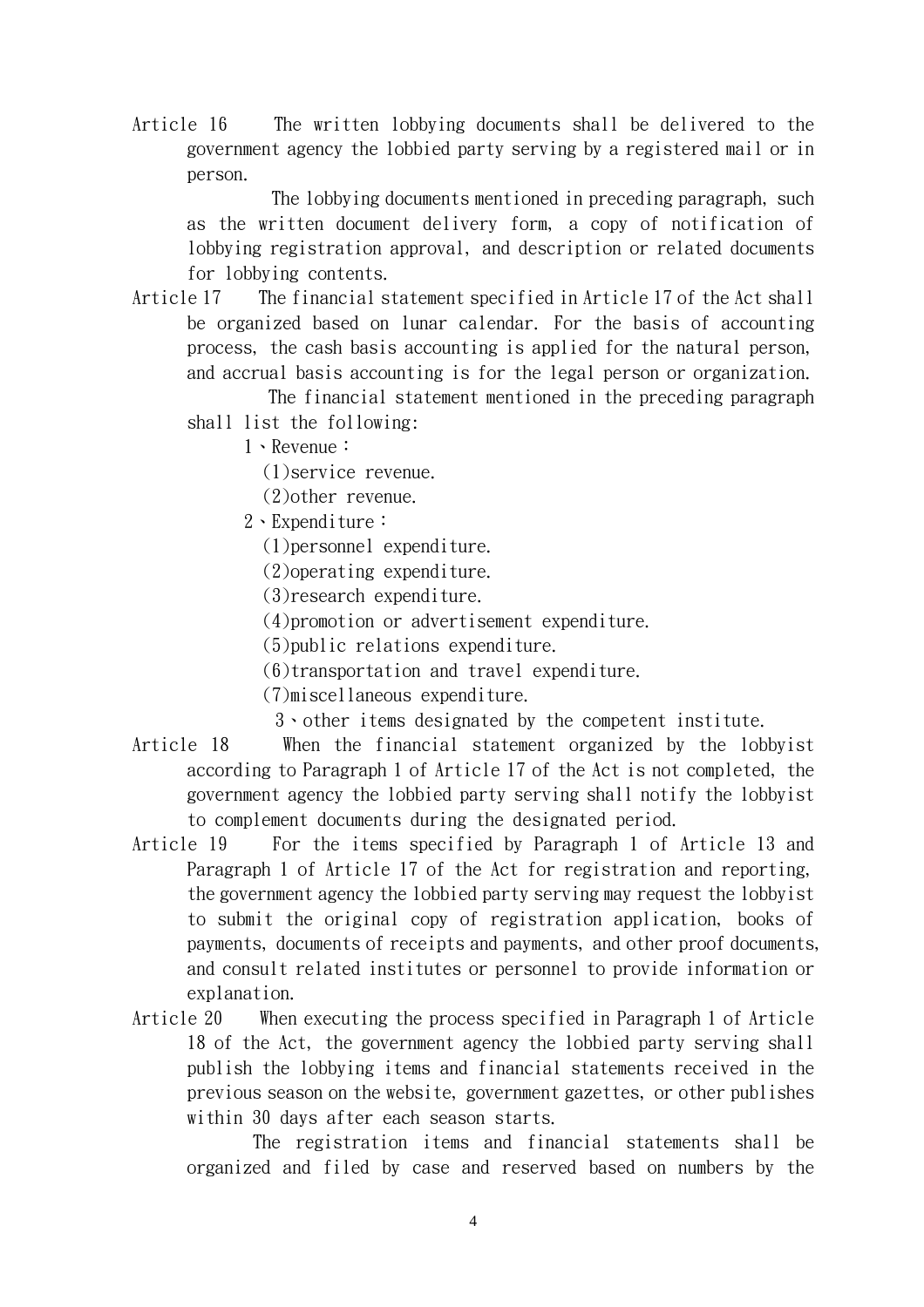Article 16 The written lobbying documents shall be delivered to the government agency the lobbied party serving by a registered mail or in person.

The lobbying documents mentioned in preceding paragraph, such as the written document delivery form, a copy of notification of lobbying registration approval, and description or related documents for lobbying contents.

Article 17 The financial statement specified in Article 17 of the Act shall be organized based on lunar calendar. For the basis of accounting process, the cash basis accounting is applied for the natural person, and accrual basis accounting is for the legal person or organization.

The financial statement mentioned in the preceding paragraph shall list the following:

1、Revenue：

(1)service revenue.

(2)other revenue.

2、Expenditure：

(1)personnel expenditure.

(2)operating expenditure.

(3)research expenditure.

(4)promotion or advertisement expenditure.

(5)public relations expenditure.

(6)transportation and travel expenditure.

(7)miscellaneous expenditure.

3、other items designated by the competent institute.

Article 18 When the financial statement organized by the lobbyist according to Paragraph 1 of Article 17 of the Act is not completed, the government agency the lobbied party serving shall notify the lobbyist to complement documents during the designated period.

Article 19 For the items specified by Paragraph 1 of Article 13 and Paragraph 1 of Article 17 of the Act for registration and reporting, the government agency the lobbied party serving may request the lobbyist to submit the original copy of registration application, books of payments, documents of receipts and payments, and other proof documents, and consult related institutes or personnel to provide information or explanation.

Article 20 When executing the process specified in Paragraph 1 of Article 18 of the Act, the government agency the lobbied party serving shall publish the lobbying items and financial statements received in the previous season on the website, government gazettes, or other publishes within 30 days after each season starts.

The registration items and financial statements shall be organized and filed by case and reserved based on numbers by the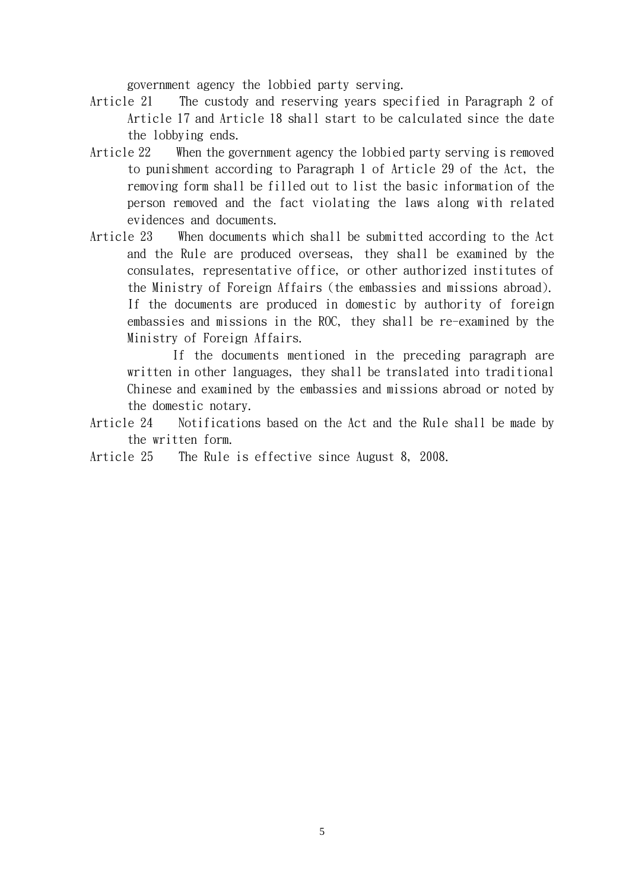government agency the lobbied party serving.

Article 21 The custody and reserving years specified in Paragraph 2 of Article 17 and Article 18 shall start to be calculated since the date the lobbying ends.

Article 22 When the government agency the lobbied party serving is removed to punishment according to Paragraph 1 of Article 29 of the Act, the removing form shall be filled out to list the basic information of the person removed and the fact violating the laws along with related evidences and documents.

Article 23 When documents which shall be submitted according to the Act and the Rule are produced overseas, they shall be examined by the consulates, representative office, or other authorized institutes of the Ministry of Foreign Affairs (the embassies and missions abroad). If the documents are produced in domestic by authority of foreign embassies and missions in the ROC, they shall be re-examined by the Ministry of Foreign Affairs.

If the documents mentioned in the preceding paragraph are written in other languages, they shall be translated into traditional Chinese and examined by the embassies and missions abroad or noted by the domestic notary.

Article 24 Notifications based on the Act and the Rule shall be made by the written form.

Article 25 The Rule is effective since August 8, 2008.